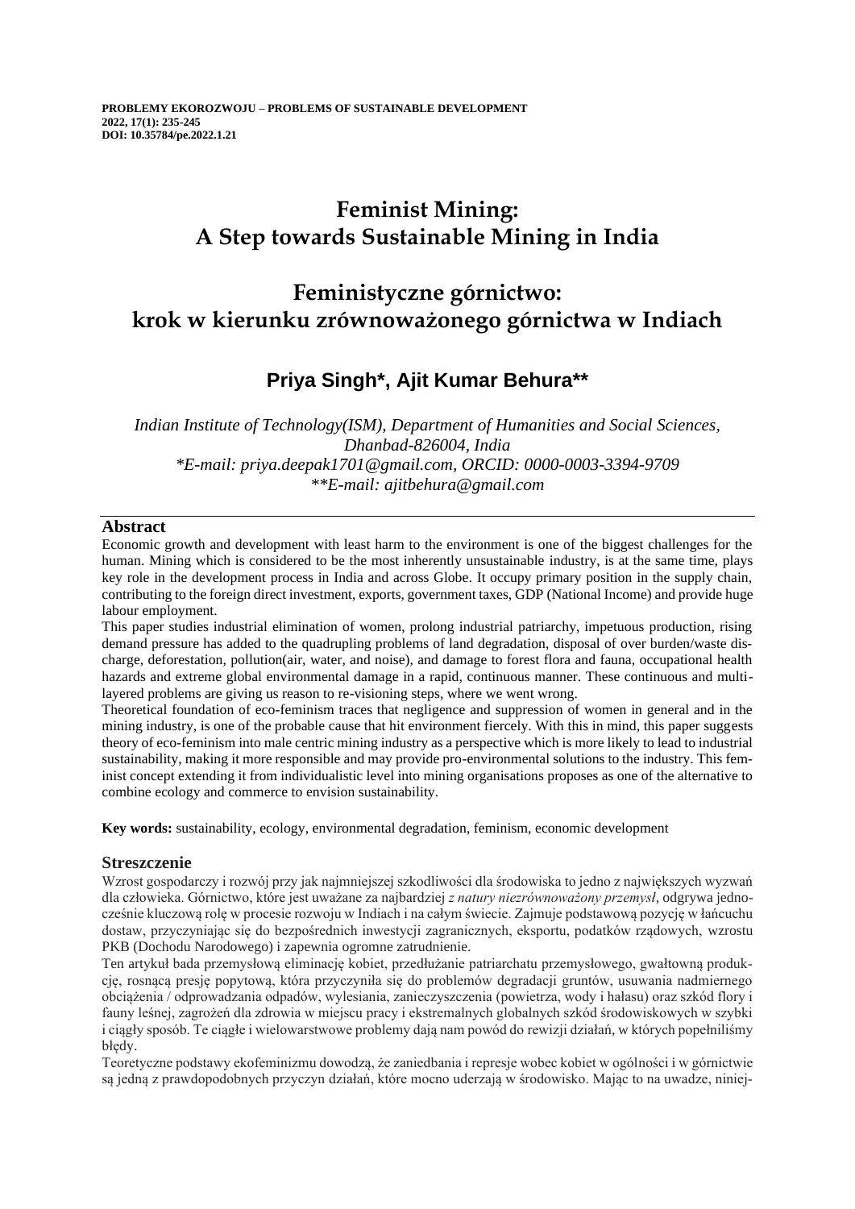**PROBLEMY EKOROZWOJU – PROBLEMS OF SUSTAINABLE DEVELOPMENT**
**2022, 17(1): 235-245**
**DOI: 10.35784/pe.2022.1.21**

# Feminist Mining: A Step towards Sustainable Mining in India

# Feministyczne górnictwo: krok w kierunku zrównoważonego górnictwa w Indiach

## Priya Singh*, Ajit Kumar Behura**

*Indian Institute of Technology(ISM), Department of Humanities and Social Sciences, Dhanbad-826004, India*
*\*E-mail: priya.deepak1701@gmail.com, ORCID: 0000-0003-3394-9709*
*\*\*E-mail: ajitbehura@gmail.com*

---

### Abstract

Economic growth and development with least harm to the environment is one of the biggest challenges for the human. Mining which is considered to be the most inherently unsustainable industry, is at the same time, plays key role in the development process in India and across Globe. It occupy primary position in the supply chain, contributing to the foreign direct investment, exports, government taxes, GDP (National Income) and provide huge labour employment.

This paper studies industrial elimination of women, prolong industrial patriarchy, impetuous production, rising demand pressure has added to the quadrupling problems of land degradation, disposal of over burden/waste discharge, deforestation, pollution(air, water, and noise), and damage to forest flora and fauna, occupational health hazards and extreme global environmental damage in a rapid, continuous manner. These continuous and multilayered problems are giving us reason to re-visioning steps, where we went wrong.

Theoretical foundation of eco-feminism traces that negligence and suppression of women in general and in the mining industry, is one of the probable cause that hit environment fiercely. With this in mind, this paper suggests theory of eco-feminism into male centric mining industry as a perspective which is more likely to lead to industrial sustainability, making it more responsible and may provide pro-environmental solutions to the industry. This feminist concept extending it from individualistic level into mining organisations proposes as one of the alternative to combine ecology and commerce to envision sustainability.

**Key words:** sustainability, ecology, environmental degradation, feminism, economic development

### Streszczenie

Wzrost gospodarczy i rozwój przy jak najmniejszej szkodliwości dla środowiska to jedno z największych wyzwań dla człowieka. Górnictwo, które jest uważane za najbardziej *z natury niezrównoważony przemysł*, odgrywa jednocześnie kluczową rolę w procesie rozwoju w Indiach i na całym świecie. Zajmuje podstawową pozycję w łańcuchu dostaw, przyczyniając się do bezpośrednich inwestycji zagranicznych, eksportu, podatków rządowych, wzrostu PKB (Dochodu Narodowego) i zapewnia ogromne zatrudnienie.

Ten artykuł bada przemysłową eliminację kobiet, przedłużanie patriarchatu przemysłowego, gwałtowną produkcję, rosnącą presję popytową, która przyczyniła się do problemów degradacji gruntów, usuwania nadmiernego obciążenia / odprowadzania odpadów, wylesiania, zanieczyszczenia (powietrza, wody i hałasu) oraz szkód flory i fauny leśnej, zagrożeń dla zdrowia w miejscu pracy i ekstremalnych globalnych szkód środowiskowych w szybki i ciągły sposób. Te ciągłe i wielowarstwowe problemy dają nam powód do rewizji działań, w których popełniliśmy błędy.

Teoretyczne podstawy ekofeminizmu dowodzą, że zaniedbania i represje wobec kobiet w ogólności i w górnictwie są jedną z prawdopodobnych przyczyn działań, które mocno uderzają w środowisko. Mając to na uwadze, niniej-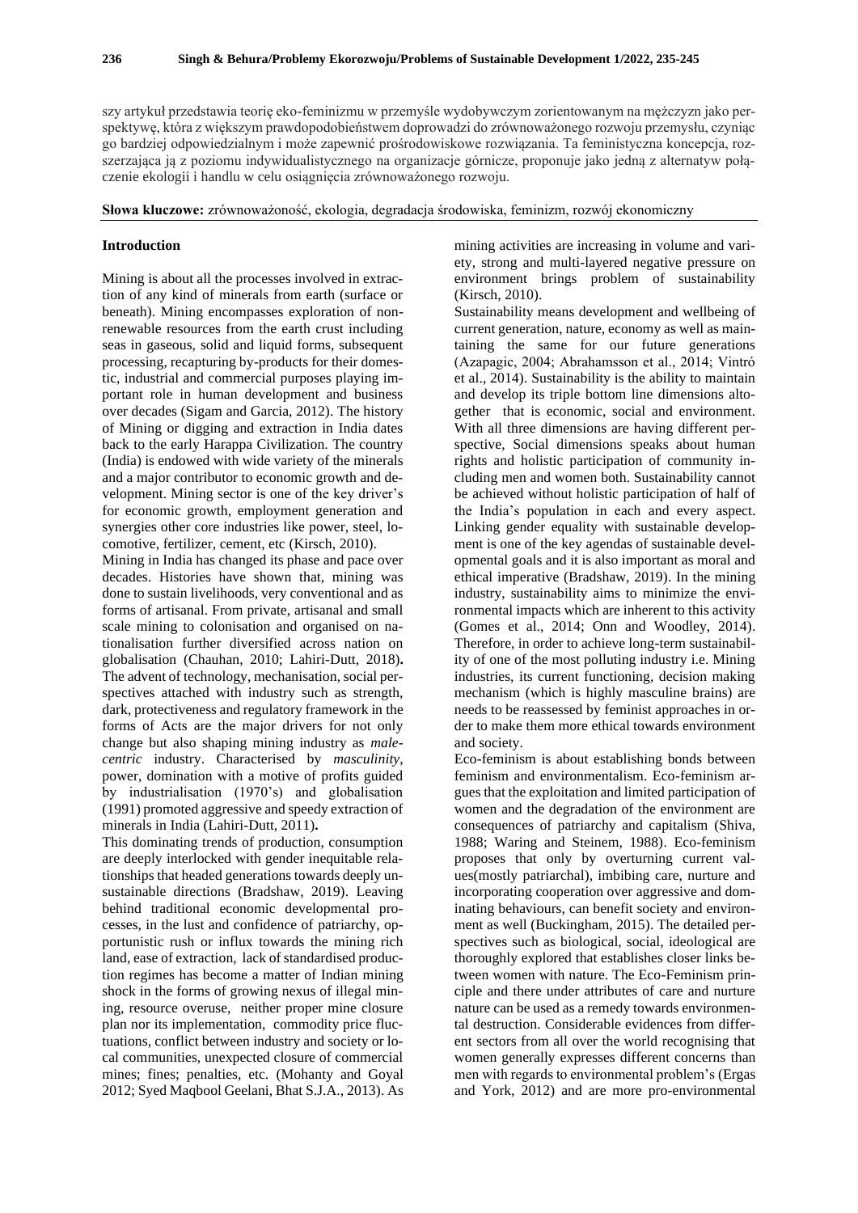szy artykuł przedstawia teorię eko-feminizmu w przemyśle wydobywczym zorientowanym na mężczyzn jako perspektywę, która z większym prawdopodobieństwem doprowadzi do zrównoważonego rozwoju przemysłu, czyniąc go bardziej odpowiedzialnym i może zapewnić prośrodowiskowe rozwiązania. Ta feministyczna koncepcja, rozszerzająca ją z poziomu indywidualistycznego na organizacje górnicze, proponuje jako jedną z alternatyw połączenie ekologii i handlu w celu osiągnięcia zrównoważonego rozwoju.

**Słowa kluczowe:** zrównoważoność, ekologia, degradacja środowiska, feminizm, rozwój ekonomiczny

## Introduction

Mining is about all the processes involved in extraction of any kind of minerals from earth (surface or beneath). Mining encompasses exploration of nonrenewable resources from the earth crust including seas in gaseous, solid and liquid forms, subsequent processing, recapturing by-products for their domestic, industrial and commercial purposes playing important role in human development and business over decades (Sigam and Garcia, 2012). The history of Mining or digging and extraction in India dates back to the early Harappa Civilization. The country (India) is endowed with wide variety of the minerals and a major contributor to economic growth and development. Mining sector is one of the key driver's for economic growth, employment generation and synergies other core industries like power, steel, locomotive, fertilizer, cement, etc (Kirsch, 2010).

Mining in India has changed its phase and pace over decades. Histories have shown that, mining was done to sustain livelihoods, very conventional and as forms of artisanal. From private, artisanal and small scale mining to colonisation and organised on nationalisation further diversified across nation on globalisation (Chauhan, 2010; Lahiri-Dutt, 2018)**.** The advent of technology, mechanisation, social perspectives attached with industry such as strength, dark, protectiveness and regulatory framework in the forms of Acts are the major drivers for not only change but also shaping mining industry as *male-centric* industry. Characterised by *masculinity*, power, domination with a motive of profits guided by industrialisation (1970's) and globalisation (1991) promoted aggressive and speedy extraction of minerals in India (Lahiri-Dutt, 2011)**.**

This dominating trends of production, consumption are deeply interlocked with gender inequitable relationships that headed generations towards deeply unsustainable directions (Bradshaw, 2019). Leaving behind traditional economic developmental processes, in the lust and confidence of patriarchy, opportunistic rush or influx towards the mining rich land, ease of extraction, lack of standardised production regimes has become a matter of Indian mining shock in the forms of growing nexus of illegal mining, resource overuse, neither proper mine closure plan nor its implementation, commodity price fluctuations, conflict between industry and society or local communities, unexpected closure of commercial mines; fines; penalties, etc. (Mohanty and Goyal 2012; Syed Maqbool Geelani, Bhat S.J.A., 2013). As mining activities are increasing in volume and variety, strong and multi-layered negative pressure on environment brings problem of sustainability (Kirsch, 2010).

Sustainability means development and wellbeing of current generation, nature, economy as well as maintaining the same for our future generations (Azapagic, 2004; Abrahamsson et al., 2014; Vintró et al., 2014). Sustainability is the ability to maintain and develop its triple bottom line dimensions altogether that is economic, social and environment. With all three dimensions are having different perspective, Social dimensions speaks about human rights and holistic participation of community including men and women both. Sustainability cannot be achieved without holistic participation of half of the India's population in each and every aspect. Linking gender equality with sustainable development is one of the key agendas of sustainable developmental goals and it is also important as moral and ethical imperative (Bradshaw, 2019). In the mining industry, sustainability aims to minimize the environmental impacts which are inherent to this activity (Gomes et al., 2014; Onn and Woodley, 2014). Therefore, in order to achieve long-term sustainability of one of the most polluting industry i.e. Mining industries, its current functioning, decision making mechanism (which is highly masculine brains) are needs to be reassessed by feminist approaches in order to make them more ethical towards environment and society.

Eco-feminism is about establishing bonds between feminism and environmentalism. Eco-feminism argues that the exploitation and limited participation of women and the degradation of the environment are consequences of patriarchy and capitalism (Shiva, 1988; Waring and Steinem, 1988). Eco-feminism proposes that only by overturning current values(mostly patriarchal), imbibing care, nurture and incorporating cooperation over aggressive and dominating behaviours, can benefit society and environment as well (Buckingham, 2015). The detailed perspectives such as biological, social, ideological are thoroughly explored that establishes closer links between women with nature. The Eco-Feminism principle and there under attributes of care and nurture nature can be used as a remedy towards environmental destruction. Considerable evidences from different sectors from all over the world recognising that women generally expresses different concerns than men with regards to environmental problem's (Ergas and York, 2012) and are more pro-environmental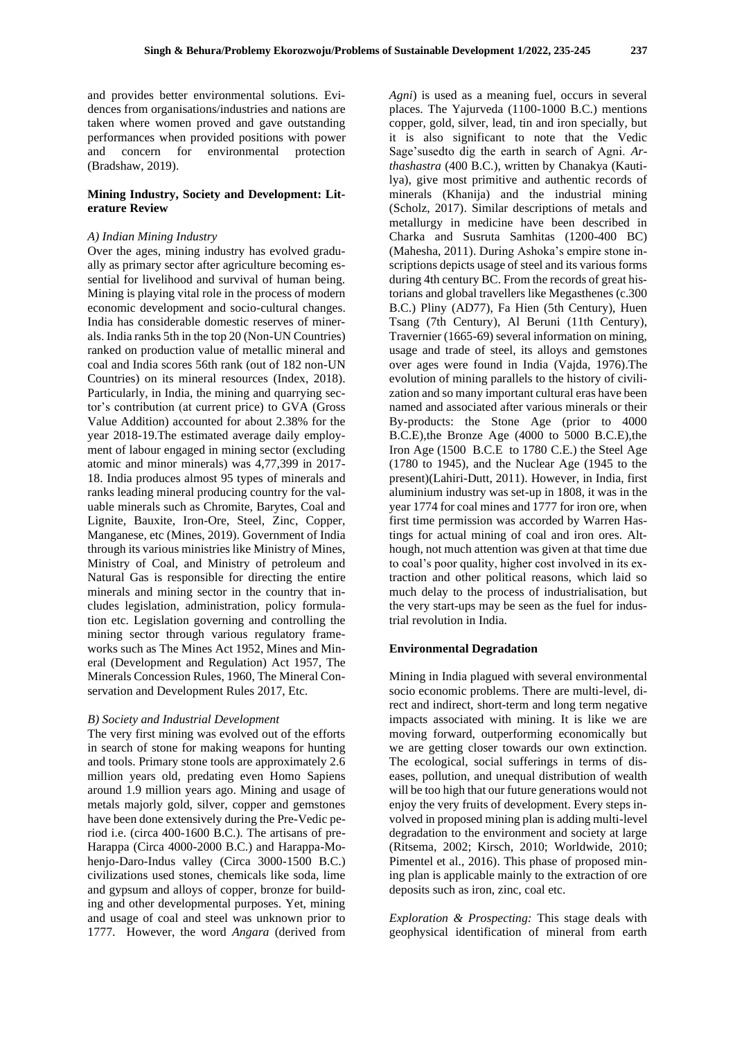and provides better environmental solutions. Evidences from organisations/industries and nations are taken where women proved and gave outstanding performances when provided positions with power and concern for environmental protection (Bradshaw, 2019).

## Mining Industry, Society and Development: Literature Review

### *A) Indian Mining Industry*

Over the ages, mining industry has evolved gradually as primary sector after agriculture becoming essential for livelihood and survival of human being. Mining is playing vital role in the process of modern economic development and socio-cultural changes. India has considerable domestic reserves of minerals. India ranks 5th in the top 20 (Non-UN Countries) ranked on production value of metallic mineral and coal and India scores 56th rank (out of 182 non-UN Countries) on its mineral resources (Index, 2018). Particularly, in India, the mining and quarrying sector's contribution (at current price) to GVA (Gross Value Addition) accounted for about 2.38% for the year 2018-19.The estimated average daily employment of labour engaged in mining sector (excluding atomic and minor minerals) was 4,77,399 in 2017-18. India produces almost 95 types of minerals and ranks leading mineral producing country for the valuable minerals such as Chromite, Barytes, Coal and Lignite, Bauxite, Iron-Ore, Steel, Zinc, Copper, Manganese, etc (Mines, 2019). Government of India through its various ministries like Ministry of Mines, Ministry of Coal, and Ministry of petroleum and Natural Gas is responsible for directing the entire minerals and mining sector in the country that includes legislation, administration, policy formulation etc. Legislation governing and controlling the mining sector through various regulatory frameworks such as The Mines Act 1952, Mines and Mineral (Development and Regulation) Act 1957, The Minerals Concession Rules, 1960, The Mineral Conservation and Development Rules 2017, Etc.

### *B) Society and Industrial Development*

The very first mining was evolved out of the efforts in search of stone for making weapons for hunting and tools. Primary stone tools are approximately 2.6 million years old, predating even Homo Sapiens around 1.9 million years ago. Mining and usage of metals majorly gold, silver, copper and gemstones have been done extensively during the Pre-Vedic period i.e. (circa 400-1600 B.C.). The artisans of pre-Harappa (Circa 4000-2000 B.C.) and Harappa-Mohenjo-Daro-Indus valley (Circa 3000-1500 B.C.) civilizations used stones, chemicals like soda, lime and gypsum and alloys of copper, bronze for building and other developmental purposes. Yet, mining and usage of coal and steel was unknown prior to 1777. However, the word *Angara* (derived from *Agni*) is used as a meaning fuel, occurs in several places. The Yajurveda (1100-1000 B.C.) mentions copper, gold, silver, lead, tin and iron specially, but it is also significant to note that the Vedic Sage'susedto dig the earth in search of Agni. *Arthashastra* (400 B.C.), written by Chanakya (Kautilya), give most primitive and authentic records of minerals (Khanija) and the industrial mining (Scholz, 2017). Similar descriptions of metals and metallurgy in medicine have been described in Charka and Susruta Samhitas (1200-400 BC) (Mahesha, 2011). During Ashoka's empire stone inscriptions depicts usage of steel and its various forms during 4th century BC. From the records of great historians and global travellers like Megasthenes (c.300 B.C.) Pliny (AD77), Fa Hien (5th Century), Huen Tsang (7th Century), Al Beruni (11th Century), Travernier (1665-69) several information on mining, usage and trade of steel, its alloys and gemstones over ages were found in India (Vajda, 1976).The evolution of mining parallels to the history of civilization and so many important cultural eras have been named and associated after various minerals or their By-products: the Stone Age (prior to 4000 B.C.E),the Bronze Age (4000 to 5000 B.C.E),the Iron Age (1500 B.C.E to 1780 C.E.) the Steel Age (1780 to 1945), and the Nuclear Age (1945 to the present)(Lahiri-Dutt, 2011). However, in India, first aluminium industry was set-up in 1808, it was in the year 1774 for coal mines and 1777 for iron ore, when first time permission was accorded by Warren Hastings for actual mining of coal and iron ores. Although, not much attention was given at that time due to coal's poor quality, higher cost involved in its extraction and other political reasons, which laid so much delay to the process of industrialisation, but the very start-ups may be seen as the fuel for industrial revolution in India.

## Environmental Degradation

Mining in India plagued with several environmental socio economic problems. There are multi-level, direct and indirect, short-term and long term negative impacts associated with mining. It is like we are moving forward, outperforming economically but we are getting closer towards our own extinction. The ecological, social sufferings in terms of diseases, pollution, and unequal distribution of wealth will be too high that our future generations would not enjoy the very fruits of development. Every steps involved in proposed mining plan is adding multi-level degradation to the environment and society at large (Ritsema, 2002; Kirsch, 2010; Worldwide, 2010; Pimentel et al., 2016). This phase of proposed mining plan is applicable mainly to the extraction of ore deposits such as iron, zinc, coal etc.

*Exploration & Prospecting:* This stage deals with geophysical identification of mineral from earth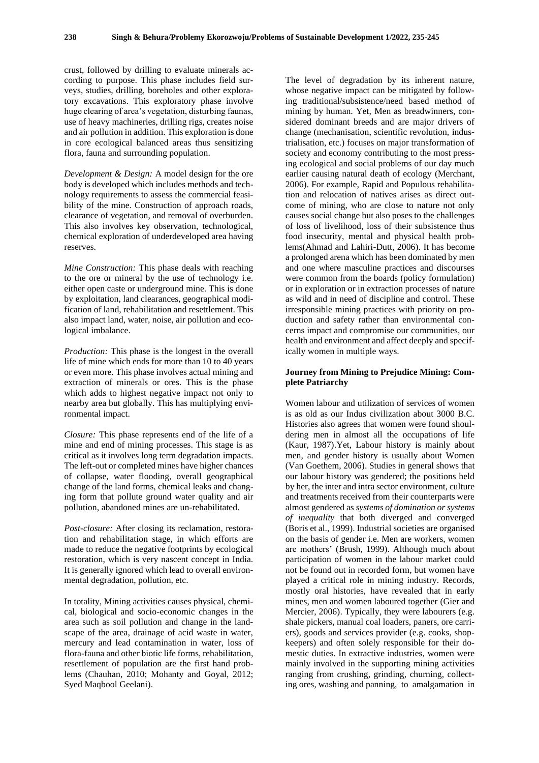crust, followed by drilling to evaluate minerals according to purpose. This phase includes field surveys, studies, drilling, boreholes and other exploratory excavations. This exploratory phase involve huge clearing of area's vegetation, disturbing faunas, use of heavy machineries, drilling rigs, creates noise and air pollution in addition. This exploration is done in core ecological balanced areas thus sensitizing flora, fauna and surrounding population.

*Development & Design:* A model design for the ore body is developed which includes methods and technology requirements to assess the commercial feasibility of the mine. Construction of approach roads, clearance of vegetation, and removal of overburden. This also involves key observation, technological, chemical exploration of underdeveloped area having reserves.

*Mine Construction:* This phase deals with reaching to the ore or mineral by the use of technology i.e. either open caste or underground mine. This is done by exploitation, land clearances, geographical modification of land, rehabilitation and resettlement. This also impact land, water, noise, air pollution and ecological imbalance.

*Production:* This phase is the longest in the overall life of mine which ends for more than 10 to 40 years or even more. This phase involves actual mining and extraction of minerals or ores. This is the phase which adds to highest negative impact not only to nearby area but globally. This has multiplying environmental impact.

*Closure:* This phase represents end of the life of a mine and end of mining processes. This stage is as critical as it involves long term degradation impacts. The left-out or completed mines have higher chances of collapse, water flooding, overall geographical change of the land forms, chemical leaks and changing form that pollute ground water quality and air pollution, abandoned mines are un-rehabilitated.

*Post-closure:* After closing its reclamation, restoration and rehabilitation stage, in which efforts are made to reduce the negative footprints by ecological restoration, which is very nascent concept in India. It is generally ignored which lead to overall environmental degradation, pollution, etc.

In totality, Mining activities causes physical, chemical, biological and socio-economic changes in the area such as soil pollution and change in the landscape of the area, drainage of acid waste in water, mercury and lead contamination in water, loss of flora-fauna and other biotic life forms, rehabilitation, resettlement of population are the first hand problems (Chauhan, 2010; Mohanty and Goyal, 2012; Syed Maqbool Geelani).

The level of degradation by its inherent nature, whose negative impact can be mitigated by following traditional/subsistence/need based method of mining by human. Yet, Men as breadwinners, considered dominant breeds and are major drivers of change (mechanisation, scientific revolution, industrialisation, etc.) focuses on major transformation of society and economy contributing to the most pressing ecological and social problems of our day much earlier causing natural death of ecology (Merchant, 2006). For example, Rapid and Populous rehabilitation and relocation of natives arises as direct outcome of mining, who are close to nature not only causes social change but also poses to the challenges of loss of livelihood, loss of their subsistence thus food insecurity, mental and physical health problems(Ahmad and Lahiri-Dutt, 2006). It has become a prolonged arena which has been dominated by men and one where masculine practices and discourses were common from the boards (policy formulation) or in exploration or in extraction processes of nature as wild and in need of discipline and control. These irresponsible mining practices with priority on production and safety rather than environmental concerns impact and compromise our communities, our health and environment and affect deeply and specifically women in multiple ways.

## Journey from Mining to Prejudice Mining: Complete Patriarchy

Women labour and utilization of services of women is as old as our Indus civilization about 3000 B.C. Histories also agrees that women were found shouldering men in almost all the occupations of life (Kaur, 1987).Yet, Labour history is mainly about men, and gender history is usually about Women (Van Goethem, 2006). Studies in general shows that our labour history was gendered; the positions held by her, the inter and intra sector environment, culture and treatments received from their counterparts were almost gendered as *systems of domination or systems of inequality* that both diverged and converged (Boris et al., 1999). Industrial societies are organised on the basis of gender i.e. Men are workers, women are mothers' (Brush, 1999). Although much about participation of women in the labour market could not be found out in recorded form, but women have played a critical role in mining industry. Records, mostly oral histories, have revealed that in early mines, men and women laboured together (Gier and Mercier, 2006). Typically, they were labourers (e.g. shale pickers, manual coal loaders, paners, ore carriers), goods and services provider (e.g. cooks, shopkeepers) and often solely responsible for their domestic duties. In extractive industries, women were mainly involved in the supporting mining activities ranging from crushing, grinding, churning, collecting ores, washing and panning, to amalgamation in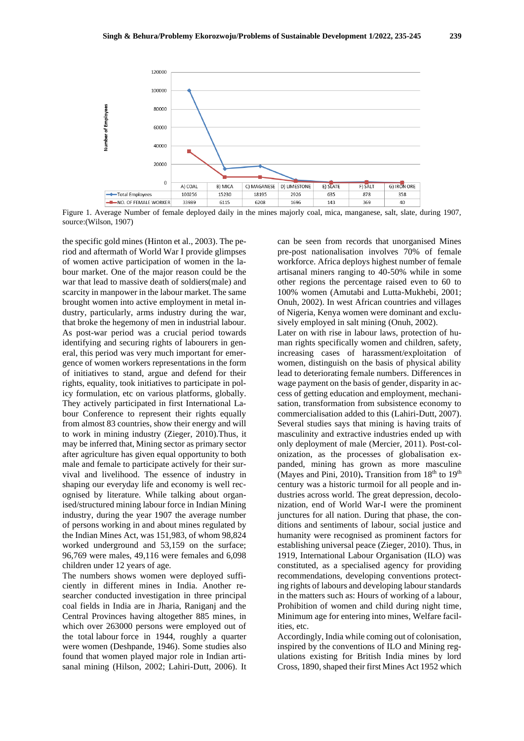| | A) COAL | B) MICA | C) MAGANESE | D) LIMESTONE | E) SLATE | F) SALT | G) IRON ORE |
|---|---|---|---|---|---|---|---|
| Total Employees | 100256 | 15230 | 18195 | 2926 | 635 | 878 | 358 |
| NO. OF FEMALE WORKER | 33989 | 6115 | 6208 | 1696 | 143 | 369 | 40 |

Figure 1. Average Number of female deployed daily in the mines majorly coal, mica, manganese, salt, slate, during 1907, source:(Wilson, 1907)

the specific gold mines (Hinton et al., 2003). The period and aftermath of World War I provide glimpses of women active participation of women in the labour market. One of the major reason could be the war that lead to massive death of soldiers(male) and scarcity in manpower in the labour market. The same brought women into active employment in metal industry, particularly, arms industry during the war, that broke the hegemony of men in industrial labour. As post-war period was a crucial period towards identifying and securing rights of labourers in general, this period was very much important for emergence of women workers representations in the form of initiatives to stand, argue and defend for their rights, equality, took initiatives to participate in policy formulation, etc on various platforms, globally. They actively participated in first International Labour Conference to represent their rights equally from almost 83 countries, show their energy and will to work in mining industry (Zieger, 2010).Thus, it may be inferred that, Mining sector as primary sector after agriculture has given equal opportunity to both male and female to participate actively for their survival and livelihood. The essence of industry in shaping our everyday life and economy is well recognised by literature. While talking about organised/structured mining labour force in Indian Mining industry, during the year 1907 the average number of persons working in and about mines regulated by the Indian Mines Act, was 151,983, of whom 98,824 worked underground and 53,159 on the surface; 96,769 were males, 49,116 were females and 6,098 children under 12 years of age.

The numbers shows women were deployed sufficiently in different mines in India. Another researcher conducted investigation in three principal coal fields in India are in Jharia, Raniganj and the Central Provinces having altogether 885 mines, in which over 263000 persons were employed out of the total labour force in 1944, roughly a quarter were women (Deshpande, 1946). Some studies also found that women played major role in Indian artisanal mining (Hilson, 2002; Lahiri-Dutt, 2006). It can be seen from records that unorganised Mines pre-post nationalisation involves 70% of female workforce. Africa deploys highest number of female artisanal miners ranging to 40-50% while in some other regions the percentage raised even to 60 to 100% women (Amutabi and Lutta-Mukhebi, 2001; Onuh, 2002). In west African countries and villages of Nigeria, Kenya women were dominant and exclusively employed in salt mining (Onuh, 2002).

Later on with rise in labour laws, protection of human rights specifically women and children, safety, increasing cases of harassment/exploitation of women, distinguish on the basis of physical ability lead to deteriorating female numbers. Differences in wage payment on the basis of gender, disparity in access of getting education and employment, mechanisation, transformation from subsistence economy to commercialisation added to this (Lahiri-Dutt, 2007). Several studies says that mining is having traits of masculinity and extractive industries ended up with only deployment of male (Mercier, 2011). Post-colonization, as the processes of globalisation expanded, mining has grown as more masculine (Mayes and Pini, 2010). Transition from 18th to 19th century was a historic turmoil for all people and industries across world. The great depression, decolonization, end of World War-I were the prominent junctures for all nation. During that phase, the conditions and sentiments of labour, social justice and humanity were recognised as prominent factors for establishing universal peace (Zieger, 2010). Thus, in 1919, International Labour Organisation (ILO) was constituted, as a specialised agency for providing recommendations, developing conventions protecting rights of labours and developing labour standards in the matters such as: Hours of working of a labour, Prohibition of women and child during night time, Minimum age for entering into mines, Welfare facilities, etc.

Accordingly, India while coming out of colonisation, inspired by the conventions of ILO and Mining regulations existing for British India mines by lord Cross, 1890, shaped their first Mines Act 1952 which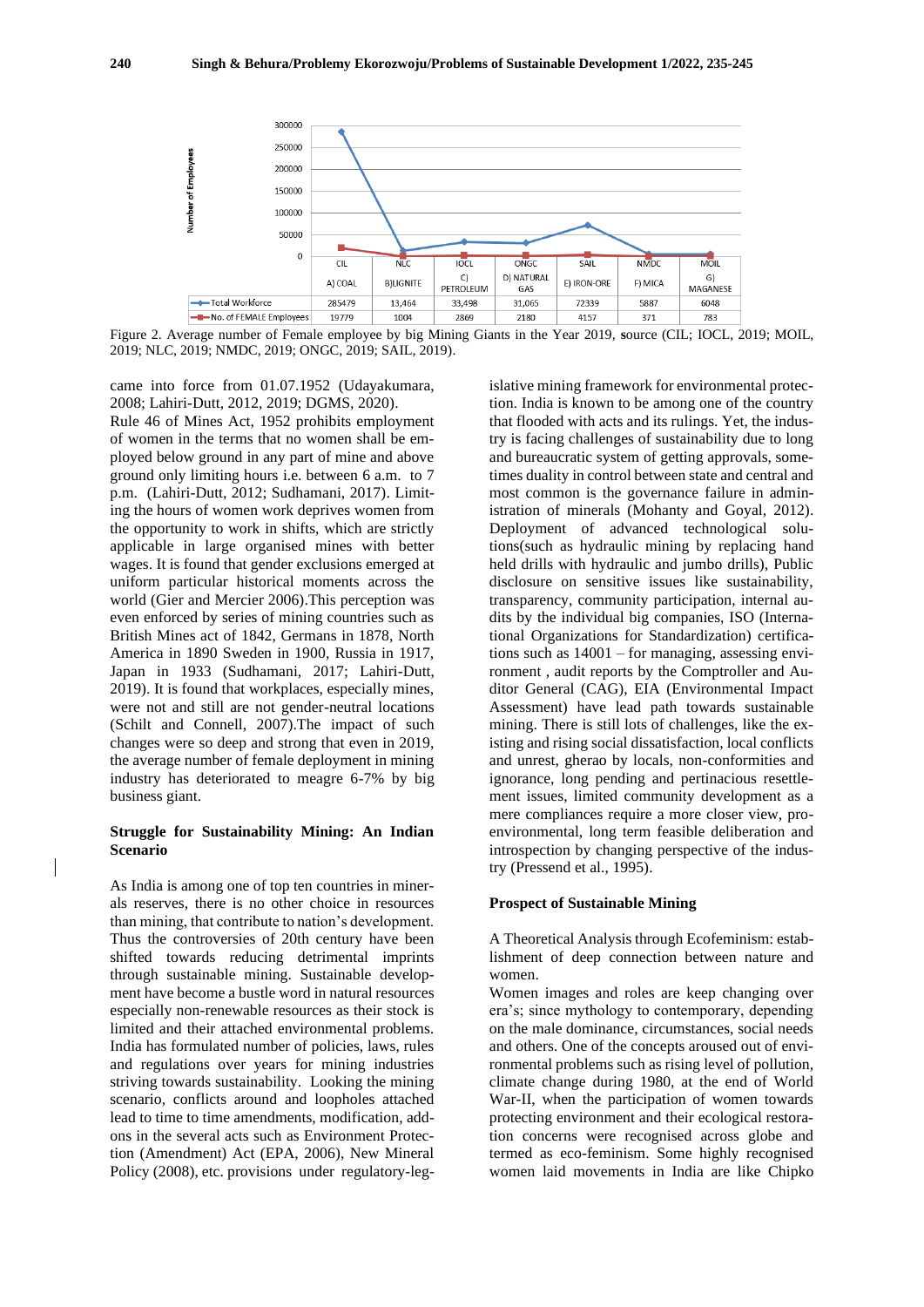| | CIL | NLC | IOCL | ONGC | SAIL | NMDC | MOIL |
|---|---|---|---|---|---|---|---|
| | A) COAL | B)LIGNITE | C) PETROLEUM | D) NATURAL GAS | E) IRON-ORE | F) MICA | G) MAGANESE |
| Total Workforce | 285479 | 13,464 | 33,498 | 31,065 | 72339 | 5887 | 6048 |
| No. of FEMALE Employees | 19779 | 1004 | 2869 | 2180 | 4157 | 371 | 783 |

Figure 2. Average number of Female employee by big Mining Giants in the Year 2019, source (CIL; IOCL, 2019; MOIL, 2019; NLC, 2019; NMDC, 2019; ONGC, 2019; SAIL, 2019).

came into force from 01.07.1952 (Udayakumara, 2008; Lahiri-Dutt, 2012, 2019; DGMS, 2020).

Rule 46 of Mines Act, 1952 prohibits employment of women in the terms that no women shall be employed below ground in any part of mine and above ground only limiting hours i.e. between 6 a.m. to 7 p.m. (Lahiri-Dutt, 2012; Sudhamani, 2017). Limiting the hours of women work deprives women from the opportunity to work in shifts, which are strictly applicable in large organised mines with better wages. It is found that gender exclusions emerged at uniform particular historical moments across the world (Gier and Mercier 2006).This perception was even enforced by series of mining countries such as British Mines act of 1842, Germans in 1878, North America in 1890 Sweden in 1900, Russia in 1917, Japan in 1933 (Sudhamani, 2017; Lahiri-Dutt, 2019). It is found that workplaces, especially mines, were not and still are not gender-neutral locations (Schilt and Connell, 2007).The impact of such changes were so deep and strong that even in 2019, the average number of female deployment in mining industry has deteriorated to meagre 6-7% by big business giant.

## Struggle for Sustainability Mining: An Indian Scenario

As India is among one of top ten countries in minerals reserves, there is no other choice in resources than mining, that contribute to nation's development. Thus the controversies of 20th century have been shifted towards reducing detrimental imprints through sustainable mining. Sustainable development have become a bustle word in natural resources especially non-renewable resources as their stock is limited and their attached environmental problems. India has formulated number of policies, laws, rules and regulations over years for mining industries striving towards sustainability. Looking the mining scenario, conflicts around and loopholes attached lead to time to time amendments, modification, add-ons in the several acts such as Environment Protection (Amendment) Act (EPA, 2006), New Mineral Policy (2008), etc. provisions under regulatory-legislative mining framework for environmental protection. India is known to be among one of the country that flooded with acts and its rulings. Yet, the industry is facing challenges of sustainability due to long and bureaucratic system of getting approvals, sometimes duality in control between state and central and most common is the governance failure in administration of minerals (Mohanty and Goyal, 2012). Deployment of advanced technological solutions(such as hydraulic mining by replacing hand held drills with hydraulic and jumbo drills), Public disclosure on sensitive issues like sustainability, transparency, community participation, internal audits by the individual big companies, ISO (International Organizations for Standardization) certifications such as 14001 – for managing, assessing environment , audit reports by the Comptroller and Auditor General (CAG), EIA (Environmental Impact Assessment) have lead path towards sustainable mining. There is still lots of challenges, like the existing and rising social dissatisfaction, local conflicts and unrest, gherao by locals, non-conformities and ignorance, long pending and pertinacious resettlement issues, limited community development as a mere compliances require a more closer view, pro-environmental, long term feasible deliberation and introspection by changing perspective of the industry (Pressend et al., 1995).

## Prospect of Sustainable Mining

A Theoretical Analysis through Ecofeminism: establishment of deep connection between nature and women.

Women images and roles are keep changing over era's; since mythology to contemporary, depending on the male dominance, circumstances, social needs and others. One of the concepts aroused out of environmental problems such as rising level of pollution, climate change during 1980, at the end of World War-II, when the participation of women towards protecting environment and their ecological restoration concerns were recognised across globe and termed as eco-feminism. Some highly recognised women laid movements in India are like Chipko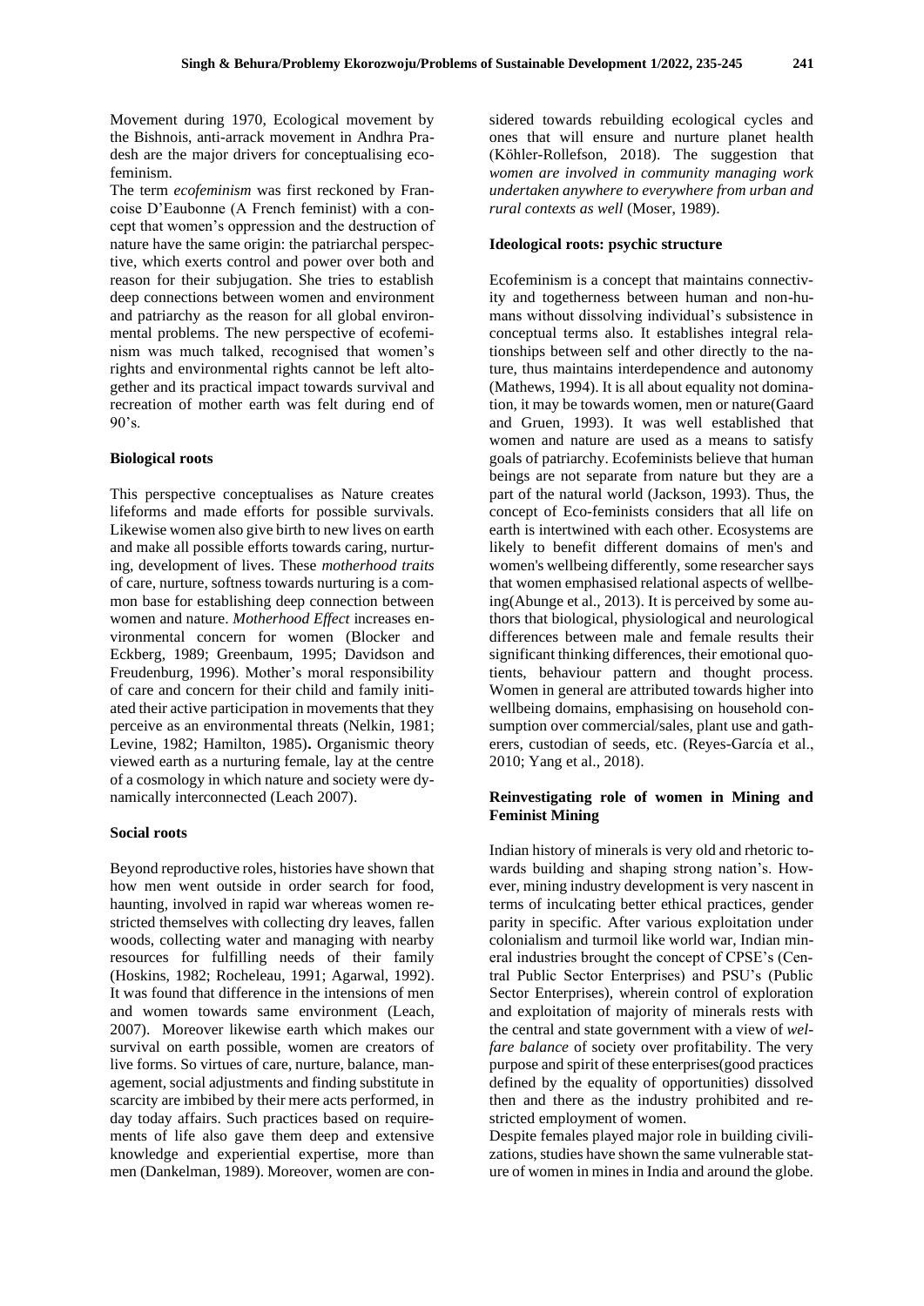Movement during 1970, Ecological movement by the Bishnois, anti-arrack movement in Andhra Pradesh are the major drivers for conceptualising ecofeminism.

The term *ecofeminism* was first reckoned by Francoise D'Eaubonne (A French feminist) with a concept that women's oppression and the destruction of nature have the same origin: the patriarchal perspective, which exerts control and power over both and reason for their subjugation. She tries to establish deep connections between women and environment and patriarchy as the reason for all global environmental problems. The new perspective of ecofeminism was much talked, recognised that women's rights and environmental rights cannot be left altogether and its practical impact towards survival and recreation of mother earth was felt during end of 90's.

### Biological roots

This perspective conceptualises as Nature creates lifeforms and made efforts for possible survivals. Likewise women also give birth to new lives on earth and make all possible efforts towards caring, nurturing, development of lives. These *motherhood traits* of care, nurture, softness towards nurturing is a common base for establishing deep connection between women and nature. *Motherhood Effect* increases environmental concern for women (Blocker and Eckberg, 1989; Greenbaum, 1995; Davidson and Freudenburg, 1996). Mother's moral responsibility of care and concern for their child and family initiated their active participation in movements that they perceive as an environmental threats (Nelkin, 1981; Levine, 1982; Hamilton, 1985)**.** Organismic theory viewed earth as a nurturing female, lay at the centre of a cosmology in which nature and society were dynamically interconnected (Leach 2007).

### Social roots

Beyond reproductive roles, histories have shown that how men went outside in order search for food, haunting, involved in rapid war whereas women restricted themselves with collecting dry leaves, fallen woods, collecting water and managing with nearby resources for fulfilling needs of their family (Hoskins, 1982; Rocheleau, 1991; Agarwal, 1992). It was found that difference in the intensions of men and women towards same environment (Leach, 2007). Moreover likewise earth which makes our survival on earth possible, women are creators of live forms. So virtues of care, nurture, balance, management, social adjustments and finding substitute in scarcity are imbibed by their mere acts performed, in day today affairs. Such practices based on requirements of life also gave them deep and extensive knowledge and experiential expertise, more than men (Dankelman, 1989). Moreover, women are considered towards rebuilding ecological cycles and ones that will ensure and nurture planet health (Köhler-Rollefson, 2018). The suggestion that *women are involved in community managing work undertaken anywhere to everywhere from urban and rural contexts as well* (Moser, 1989).

### Ideological roots: psychic structure

Ecofeminism is a concept that maintains connectivity and togetherness between human and non-humans without dissolving individual's subsistence in conceptual terms also. It establishes integral relationships between self and other directly to the nature, thus maintains interdependence and autonomy (Mathews, 1994). It is all about equality not domination, it may be towards women, men or nature(Gaard and Gruen, 1993). It was well established that women and nature are used as a means to satisfy goals of patriarchy. Ecofeminists believe that human beings are not separate from nature but they are a part of the natural world (Jackson, 1993). Thus, the concept of Eco-feminists considers that all life on earth is intertwined with each other. Ecosystems are likely to benefit different domains of men's and women's wellbeing differently, some researcher says that women emphasised relational aspects of wellbeing(Abunge et al., 2013). It is perceived by some authors that biological, physiological and neurological differences between male and female results their significant thinking differences, their emotional quotients, behaviour pattern and thought process. Women in general are attributed towards higher into wellbeing domains, emphasising on household consumption over commercial/sales, plant use and gatherers, custodian of seeds, etc. (Reyes-García et al., 2010; Yang et al., 2018).

### Reinvestigating role of women in Mining and Feminist Mining

Indian history of minerals is very old and rhetoric towards building and shaping strong nation's. However, mining industry development is very nascent in terms of inculcating better ethical practices, gender parity in specific. After various exploitation under colonialism and turmoil like world war, Indian mineral industries brought the concept of CPSE's (Central Public Sector Enterprises) and PSU's (Public Sector Enterprises), wherein control of exploration and exploitation of majority of minerals rests with the central and state government with a view of *welfare balance* of society over profitability. The very purpose and spirit of these enterprises(good practices defined by the equality of opportunities) dissolved then and there as the industry prohibited and restricted employment of women.

Despite females played major role in building civilizations, studies have shown the same vulnerable stature of women in mines in India and around the globe.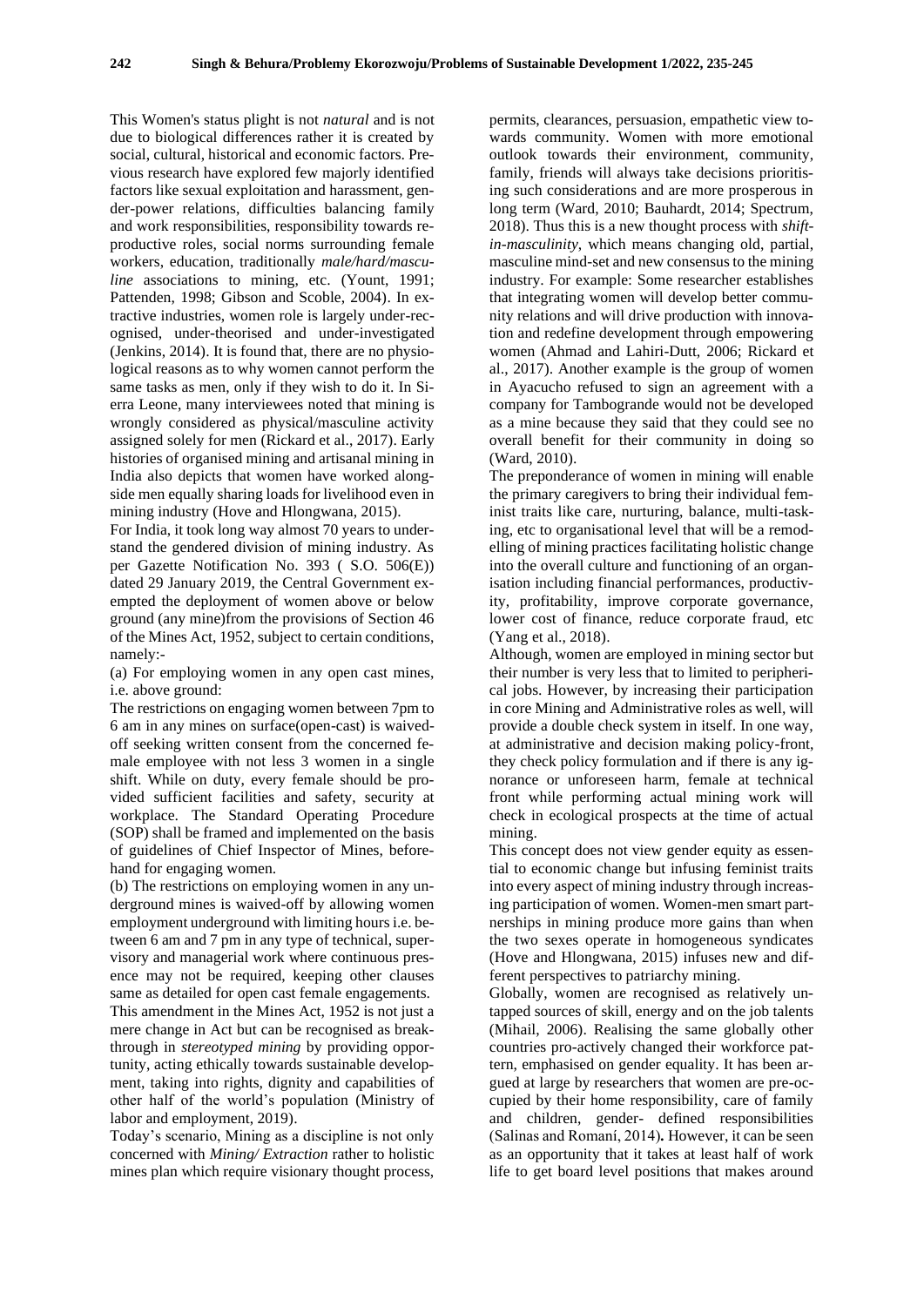This Women's status plight is not *natural* and is not due to biological differences rather it is created by social, cultural, historical and economic factors. Previous research have explored few majorly identified factors like sexual exploitation and harassment, gender-power relations, difficulties balancing family and work responsibilities, responsibility towards reproductive roles, social norms surrounding female workers, education, traditionally *male/hard/masculine* associations to mining, etc. (Yount, 1991; Pattenden, 1998; Gibson and Scoble, 2004). In extractive industries, women role is largely under-recognised, under-theorised and under-investigated (Jenkins, 2014). It is found that, there are no physiological reasons as to why women cannot perform the same tasks as men, only if they wish to do it. In Sierra Leone, many interviewees noted that mining is wrongly considered as physical/masculine activity assigned solely for men (Rickard et al., 2017). Early histories of organised mining and artisanal mining in India also depicts that women have worked alongside men equally sharing loads for livelihood even in mining industry (Hove and Hlongwana, 2015).

For India, it took long way almost 70 years to understand the gendered division of mining industry. As per Gazette Notification No. 393 ( S.O. 506(E)) dated 29 January 2019, the Central Government exempted the deployment of women above or below ground (any mine)from the provisions of Section 46 of the Mines Act, 1952, subject to certain conditions, namely:-

(a) For employing women in any open cast mines, i.e. above ground:

The restrictions on engaging women between 7pm to 6 am in any mines on surface(open-cast) is waived-off seeking written consent from the concerned female employee with not less 3 women in a single shift. While on duty, every female should be provided sufficient facilities and safety, security at workplace. The Standard Operating Procedure (SOP) shall be framed and implemented on the basis of guidelines of Chief Inspector of Mines, beforehand for engaging women.

(b) The restrictions on employing women in any underground mines is waived-off by allowing women employment underground with limiting hours i.e. between 6 am and 7 pm in any type of technical, supervisory and managerial work where continuous presence may not be required, keeping other clauses same as detailed for open cast female engagements.

This amendment in the Mines Act, 1952 is not just a mere change in Act but can be recognised as breakthrough in *stereotyped mining* by providing opportunity, acting ethically towards sustainable development, taking into rights, dignity and capabilities of other half of the world's population (Ministry of labor and employment, 2019).

Today's scenario, Mining as a discipline is not only concerned with *Mining/ Extraction* rather to holistic mines plan which require visionary thought process, permits, clearances, persuasion, empathetic view towards community. Women with more emotional outlook towards their environment, community, family, friends will always take decisions prioritising such considerations and are more prosperous in long term (Ward, 2010; Bauhardt, 2014; Spectrum, 2018). Thus this is a new thought process with *shift-in-masculinity*, which means changing old, partial, masculine mind-set and new consensus to the mining industry. For example: Some researcher establishes that integrating women will develop better community relations and will drive production with innovation and redefine development through empowering women (Ahmad and Lahiri-Dutt, 2006; Rickard et al., 2017). Another example is the group of women in Ayacucho refused to sign an agreement with a company for Tambogrande would not be developed as a mine because they said that they could see no overall benefit for their community in doing so (Ward, 2010).

The preponderance of women in mining will enable the primary caregivers to bring their individual feminist traits like care, nurturing, balance, multi-tasking, etc to organisational level that will be a remodelling of mining practices facilitating holistic change into the overall culture and functioning of an organisation including financial performances, productivity, profitability, improve corporate governance, lower cost of finance, reduce corporate fraud, etc (Yang et al., 2018).

Although, women are employed in mining sector but their number is very less that to limited to peripherical jobs. However, by increasing their participation in core Mining and Administrative roles as well, will provide a double check system in itself. In one way, at administrative and decision making policy-front, they check policy formulation and if there is any ignorance or unforeseen harm, female at technical front while performing actual mining work will check in ecological prospects at the time of actual mining.

This concept does not view gender equity as essential to economic change but infusing feminist traits into every aspect of mining industry through increasing participation of women. Women-men smart partnerships in mining produce more gains than when the two sexes operate in homogeneous syndicates (Hove and Hlongwana, 2015) infuses new and different perspectives to patriarchy mining.

Globally, women are recognised as relatively untapped sources of skill, energy and on the job talents (Mihail, 2006). Realising the same globally other countries pro-actively changed their workforce pattern, emphasised on gender equality. It has been argued at large by researchers that women are pre-occupied by their home responsibility, care of family and children, gender- defined responsibilities (Salinas and Romaní, 2014)**.** However, it can be seen as an opportunity that it takes at least half of work life to get board level positions that makes around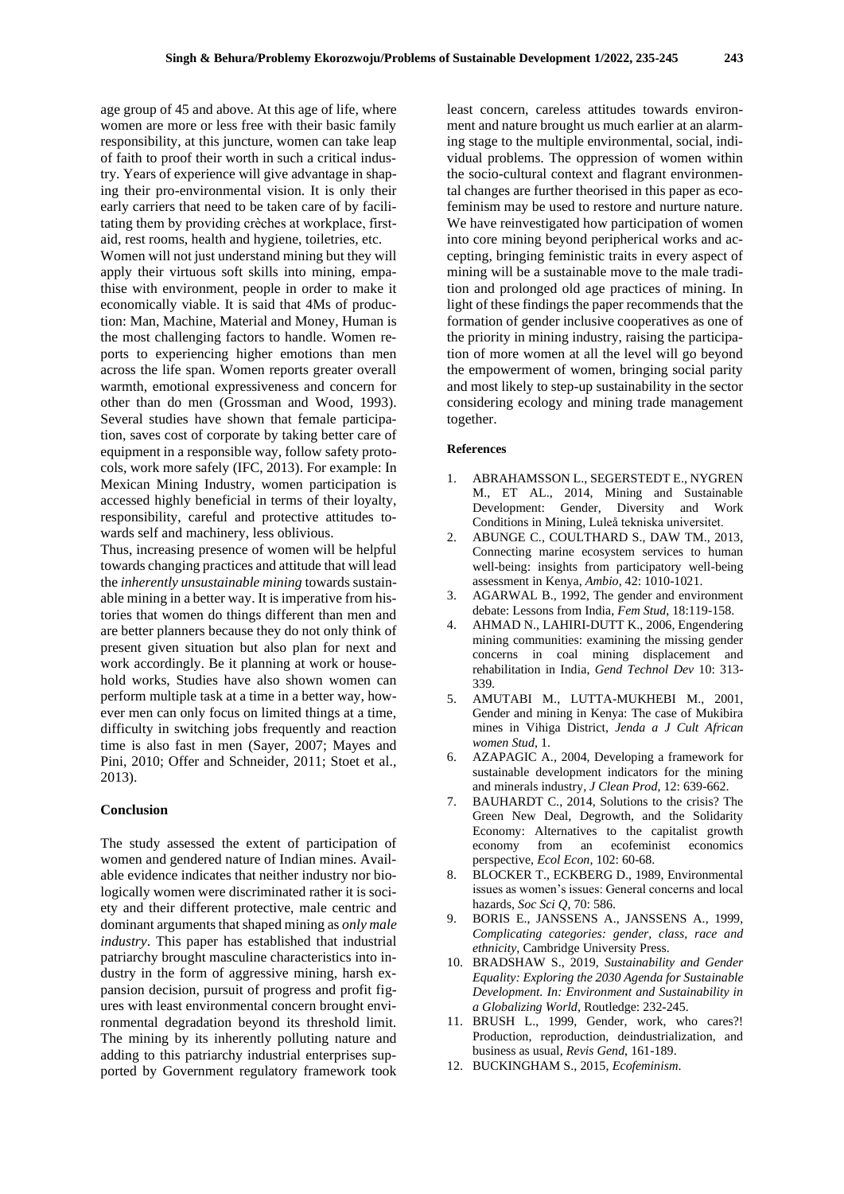age group of 45 and above. At this age of life, where women are more or less free with their basic family responsibility, at this juncture, women can take leap of faith to proof their worth in such a critical industry. Years of experience will give advantage in shaping their pro-environmental vision. It is only their early carriers that need to be taken care of by facilitating them by providing crèches at workplace, first-aid, rest rooms, health and hygiene, toiletries, etc.

Women will not just understand mining but they will apply their virtuous soft skills into mining, empathise with environment, people in order to make it economically viable. It is said that 4Ms of production: Man, Machine, Material and Money, Human is the most challenging factors to handle. Women reports to experiencing higher emotions than men across the life span. Women reports greater overall warmth, emotional expressiveness and concern for other than do men (Grossman and Wood, 1993). Several studies have shown that female participation, saves cost of corporate by taking better care of equipment in a responsible way, follow safety protocols, work more safely (IFC, 2013). For example: In Mexican Mining Industry, women participation is accessed highly beneficial in terms of their loyalty, responsibility, careful and protective attitudes towards self and machinery, less oblivious.

Thus, increasing presence of women will be helpful towards changing practices and attitude that will lead the *inherently unsustainable mining* towards sustainable mining in a better way. It is imperative from histories that women do things different than men and are better planners because they do not only think of present given situation but also plan for next and work accordingly. Be it planning at work or household works, Studies have also shown women can perform multiple task at a time in a better way, however men can only focus on limited things at a time, difficulty in switching jobs frequently and reaction time is also fast in men (Sayer, 2007; Mayes and Pini, 2010; Offer and Schneider, 2011; Stoet et al., 2013).

## Conclusion

The study assessed the extent of participation of women and gendered nature of Indian mines. Available evidence indicates that neither industry nor biologically women were discriminated rather it is society and their different protective, male centric and dominant arguments that shaped mining as *only male industry*. This paper has established that industrial patriarchy brought masculine characteristics into industry in the form of aggressive mining, harsh expansion decision, pursuit of progress and profit figures with least environmental concern brought environmental degradation beyond its threshold limit. The mining by its inherently polluting nature and adding to this patriarchy industrial enterprises supported by Government regulatory framework took least concern, careless attitudes towards environment and nature brought us much earlier at an alarming stage to the multiple environmental, social, individual problems. The oppression of women within the socio-cultural context and flagrant environmental changes are further theorised in this paper as ecofeminism may be used to restore and nurture nature. We have reinvestigated how participation of women into core mining beyond peripherical works and accepting, bringing feministic traits in every aspect of mining will be a sustainable move to the male tradition and prolonged old age practices of mining. In light of these findings the paper recommends that the formation of gender inclusive cooperatives as one of the priority in mining industry, raising the participation of more women at all the level will go beyond the empowerment of women, bringing social parity and most likely to step-up sustainability in the sector considering ecology and mining trade management together.

### References

1. ABRAHAMSSON L., SEGERSTEDT E., NYGREN M., ET AL., 2014, Mining and Sustainable Development: Gender, Diversity and Work Conditions in Mining, Luleå tekniska universitet.
2. ABUNGE C., COULTHARD S., DAW TM., 2013, Connecting marine ecosystem services to human well-being: insights from participatory well-being assessment in Kenya, *Ambio*, 42: 1010-1021.
3. AGARWAL B., 1992, The gender and environment debate: Lessons from India, *Fem Stud*, 18:119-158.
4. AHMAD N., LAHIRI-DUTT K., 2006, Engendering mining communities: examining the missing gender concerns in coal mining displacement and rehabilitation in India, *Gend Technol Dev* 10: 313-339.
5. AMUTABI M., LUTTA-MUKHEBI M., 2001, Gender and mining in Kenya: The case of Mukibira mines in Vihiga District, *Jenda a J Cult African women Stud*, 1.
6. AZAPAGIC A., 2004, Developing a framework for sustainable development indicators for the mining and minerals industry, *J Clean Prod*, 12: 639-662.
7. BAUHARDT C., 2014, Solutions to the crisis? The Green New Deal, Degrowth, and the Solidarity Economy: Alternatives to the capitalist growth economy from an ecofeminist economics perspective, *Ecol Econ*, 102: 60-68.
8. BLOCKER T., ECKBERG D., 1989, Environmental issues as women's issues: General concerns and local hazards, *Soc Sci Q*, 70: 586.
9. BORIS E., JANSSENS A., JANSSENS A., 1999, *Complicating categories: gender, class, race and ethnicity*, Cambridge University Press.
10. BRADSHAW S., 2019, *Sustainability and Gender Equality: Exploring the 2030 Agenda for Sustainable Development. In: Environment and Sustainability in a Globalizing World*, Routledge: 232-245.
11. BRUSH L., 1999, Gender, work, who cares?! Production, reproduction, deindustrialization, and business as usual, *Revis Gend*, 161-189.
12. BUCKINGHAM S., 2015, *Ecofeminism*.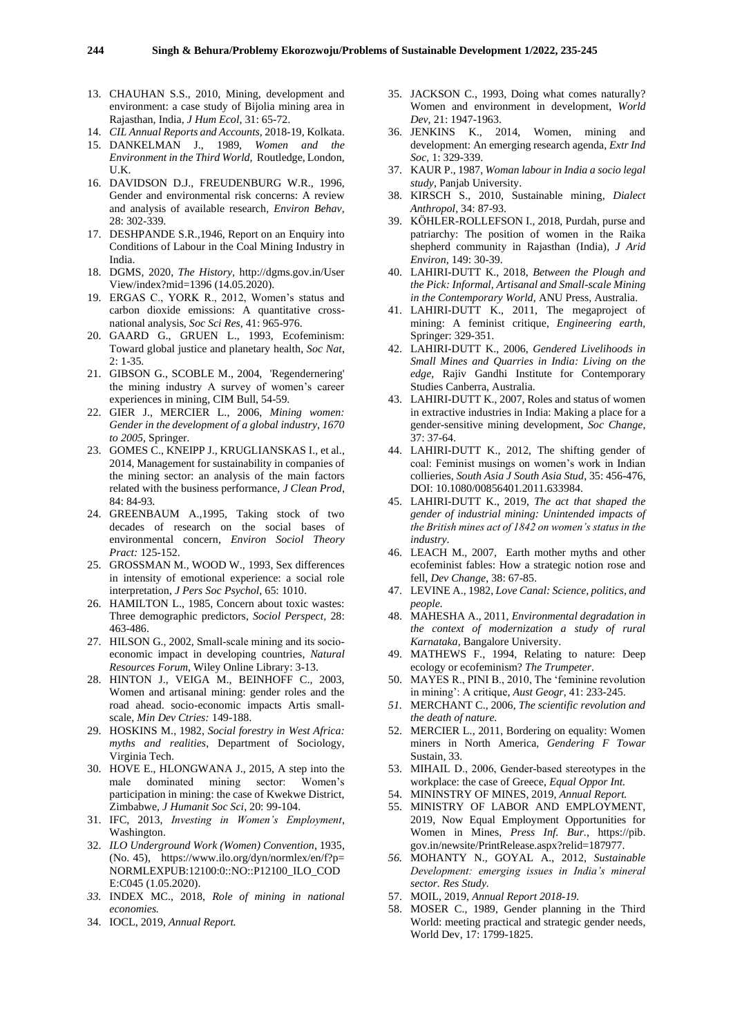13. CHAUHAN S.S., 2010, Mining, development and environment: a case study of Bijolia mining area in Rajasthan, India, *J Hum Ecol*, 31: 65-72.
14. *CIL Annual Reports and Accounts*, 2018-19, Kolkata.
15. DANKELMAN J., 1989, *Women and the Environment in the Third World*, Routledge, London, U.K.
16. DAVIDSON D.J., FREUDENBURG W.R., 1996, Gender and environmental risk concerns: A review and analysis of available research, *Environ Behav*, 28: 302-339.
17. DESHPANDE S.R.,1946, Report on an Enquiry into Conditions of Labour in the Coal Mining Industry in India.
18. DGMS, 2020, *The History*, http://dgms.gov.in/UserView/index?mid=1396 (14.05.2020).
19. ERGAS C., YORK R., 2012, Women's status and carbon dioxide emissions: A quantitative cross-national analysis, *Soc Sci Res*, 41: 965-976.
20. GAARD G., GRUEN L., 1993, Ecofeminism: Toward global justice and planetary health, *Soc Nat*, 2: 1-35.
21. GIBSON G., SCOBLE M., 2004, 'Regendernering' the mining industry A survey of women's career experiences in mining, CIM Bull, 54-59.
22. GIER J., MERCIER L., 2006, *Mining women: Gender in the development of a global industry, 1670 to 2005*, Springer.
23. GOMES C., KNEIPP J., KRUGLIANSKAS I., et al., 2014, Management for sustainability in companies of the mining sector: an analysis of the main factors related with the business performance, *J Clean Prod*, 84: 84-93.
24. GREENBAUM A.,1995, Taking stock of two decades of research on the social bases of environmental concern, *Environ Sociol Theory Pract:* 125-152.
25. GROSSMAN M., WOOD W., 1993, Sex differences in intensity of emotional experience: a social role interpretation, *J Pers Soc Psychol*, 65: 1010.
26. HAMILTON L., 1985, Concern about toxic wastes: Three demographic predictors, *Sociol Perspect*, 28: 463-486.
27. HILSON G., 2002, Small-scale mining and its socio-economic impact in developing countries, *Natural Resources Forum*, Wiley Online Library: 3-13.
28. HINTON J., VEIGA M., BEINHOFF C., 2003, Women and artisanal mining: gender roles and the road ahead. socio-economic impacts Artis small-scale, *Min Dev Ctries:* 149-188.
29. HOSKINS M., 1982, *Social forestry in West Africa: myths and realities*, Department of Sociology, Virginia Tech.
30. HOVE E., HLONGWANA J., 2015, A step into the male dominated mining sector: Women's participation in mining: the case of Kwekwe District, Zimbabwe, *J Humanit Soc Sci*, 20: 99-104.
31. IFC, 2013, *Investing in Women's Employment*, Washington.
32. *ILO Underground Work (Women) Convention*, 1935, (No. 45), https://www.ilo.org/dyn/normlex/en/f?p=NORMLEXPUB:12100:0::NO::P12100_ILO_CODE:C045 (1.05.2020).
33. INDEX MC., 2018, *Role of mining in national economies.*
34. IOCL, 2019, *Annual Report.*
35. JACKSON C., 1993, Doing what comes naturally? Women and environment in development, *World Dev*, 21: 1947-1963.
36. JENKINS K., 2014, Women, mining and development: An emerging research agenda, *Extr Ind Soc*, 1: 329-339.
37. KAUR P., 1987, *Woman labour in India a socio legal study*, Panjab University.
38. KIRSCH S., 2010, Sustainable mining, *Dialect Anthropol*, 34: 87-93.
39. KÖHLER-ROLLEFSON I., 2018, Purdah, purse and patriarchy: The position of women in the Raika shepherd community in Rajasthan (India), *J Arid Environ*, 149: 30-39.
40. LAHIRI-DUTT K., 2018, *Between the Plough and the Pick: Informal, Artisanal and Small-scale Mining in the Contemporary World*, ANU Press, Australia.
41. LAHIRI-DUTT K., 2011, The megaproject of mining: A feminist critique, *Engineering earth*, Springer: 329-351.
42. LAHIRI-DUTT K., 2006, *Gendered Livelihoods in Small Mines and Quarries in India: Living on the edge*, Rajiv Gandhi Institute for Contemporary Studies Canberra, Australia.
43. LAHIRI-DUTT K., 2007, Roles and status of women in extractive industries in India: Making a place for a gender-sensitive mining development, *Soc Change*, 37: 37-64.
44. LAHIRI-DUTT K., 2012, The shifting gender of coal: Feminist musings on women's work in Indian collieries, *South Asia J South Asia Stud*, 35: 456-476, DOI: 10.1080/00856401.2011.633984.
45. LAHIRI-DUTT K., 2019, *The act that shaped the gender of industrial mining: Unintended impacts of the British mines act of 1842 on women's status in the industry.*
46. LEACH M., 2007, Earth mother myths and other ecofeminist fables: How a strategic notion rose and fell, *Dev Change*, 38: 67-85.
47. LEVINE A., 1982, *Love Canal: Science, politics, and people.*
48. MAHESHA A., 2011, *Environmental degradation in the context of modernization a study of rural Karnataka*, Bangalore University.
49. MATHEWS F., 1994, Relating to nature: Deep ecology or ecofeminism? *The Trumpeter*.
50. MAYES R., PINI B., 2010, The 'feminine revolution in mining': A critique, *Aust Geogr*, 41: 233-245.
51. MERCHANT C., 2006, *The scientific revolution and the death of nature.*
52. MERCIER L., 2011, Bordering on equality: Women miners in North America, *Gendering F Towar* Sustain, 33.
53. MIHAIL D., 2006, Gender-based stereotypes in the workplace: the case of Greece, *Equal Oppor Int.*
54. MININSTRY OF MINES, 2019, *Annual Report.*
55. MINISTRY OF LABOR AND EMPLOYMENT, 2019, Now Equal Employment Opportunities for Women in Mines, *Press Inf. Bur.*, https://pib.gov.in/newsite/PrintRelease.aspx?relid=187977.
56. MOHANTY N., GOYAL A., 2012, *Sustainable Development: emerging issues in India's mineral sector. Res Study.*
57. MOIL, 2019, *Annual Report 2018-19.*
58. MOSER C., 1989, Gender planning in the Third World: meeting practical and strategic gender needs, World Dev, 17: 1799-1825.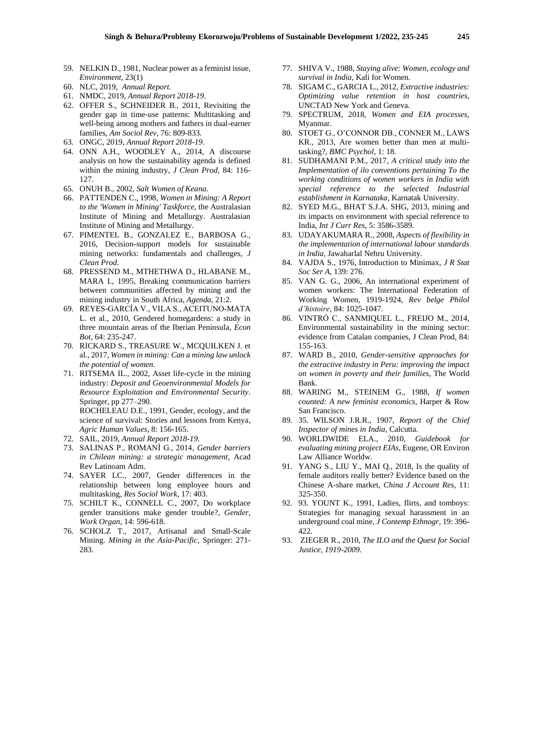59. NELKIN D., 1981, Nuclear power as a feminist issue, *Environment*, 23(1)
60. NLC, 2019, *Annual Report.*
61. NMDC, 2019, *Annual Report 2018-19.*
62. OFFER S., SCHNEIDER B., 2011, Revisiting the gender gap in time-use patterns: Multitasking and well-being among mothers and fathers in dual-earner families, *Am Sociol Rev*, 76: 809-833.
63. ONGC, 2019, *Annual Report 2018-19*.
64. ONN A.H., WOODLEY A., 2014, A discourse analysis on how the sustainability agenda is defined within the mining industry, *J Clean Prod*, 84: 116-127.
65. ONUH B., 2002, *Salt Women of Keana.*
66. PATTENDEN C., 1998, *Women in Mining: A Report to the 'Women in Mining' Taskforce,* the Australasian Institute of Mining and Metallurgy. Australasian Institute of Mining and Metallurgy.
67. PIMENTEL B., GONZALEZ E., BARBOSA G., 2016, Decision-support models for sustainable mining networks: fundamentals and challenges, *J Clean Prod*.
68. PRESSEND M., MTHETHWA D., HLABANE M., MARA I., 1995, Breaking communication barriers between communities affected by mining and the mining industry in South Africa, *Agenda*, 21:2.
69. REYES-GARCÍA V., VILA S., ACEITUNO-MATA L. et al., 2010, Gendered homegardens: a study in three mountain areas of the Iberian Peninsula, *Econ Bot*, 64: 235-247.
70. RICKARD S., TREASURE W., MCQUILKEN J. et al., 2017, *Women in mining: Can a mining law unlock the potential of women.*
71. RITSEMA IL., 2002, Asset life-cycle in the mining industry: *Deposit and Geoenvironmental Models for Resource Exploitation and Environmental Security*. Springer, pp 277–290.
    ROCHELEAU D.E., 1991, Gender, ecology, and the science of survival: Stories and lessons from Kenya, *Agric Human Values*, 8: 156-165.
72. SAIL, 2019, *Annual Report 2018-19.*
73. SALINAS P., ROMANÍ G., 2014, *Gender barriers in Chilean mining: a strategic management,* Acad Rev Latinoam Adm.
74. SAYER LC., 2007, Gender differences in the relationship between long employee hours and multitasking, *Res Sociol Work,* 17: 403.
75. SCHILT K., CONNELL C., 2007, Do workplace gender transitions make gender trouble?, *Gender, Work Organ*, 14: 596-618.
76. SCHOLZ T., 2017, Artisanal and Small-Scale Mining. *Mining in the Asia-Pacific,* Springer: 271-283.
77. SHIVA V., 1988, *Staying alive: Women, ecology and survival in India*, Kali for Women.
78. SIGAM C., GARCIA L., 2012, *Extractive industries: Optimizing value retention in host countries,* UNCTAD New York and Geneva.
79. SPECTRUM, 2018, *Women and EIA processes,* Myanmar.
80. STOET G., O'CONNOR DB., CONNER M., LAWS KR., 2013, Are women better than men at multi-tasking?, *BMC Psychol*, 1: 18.
81. SUDHAMANI P.M., 2017, *A critical study into the Implementation of ilo conventions pertaining To the working conditions of women workers in India with special reference to the selected Industrial establishment in Karnataka,* Karnatak University.
82. SYED M.G., BHAT S.J.A. SHG, 2013, mining and its impacts on environment with special reference to India, *Int J Curr Res*, 5: 3586-3589.
83. UDAYAKUMARA R., 2008, *Aspects of flexibility in the implementation of international labour standards in India*, Jawaharlal Nehru University.
84. VAJDA S., 1976, Introduction to Minimax, *J R Stat Soc Ser A*, 139: 276.
85. VAN G. G., 2006, An international experiment of women workers: The International Federation of Working Women, 1919-1924, *Rev belge Philol d'histoire*, 84: 1025-1047.
86. VINTRÓ C., SANMIQUEL L., FREIJO M., 2014, Environmental sustainability in the mining sector: evidence from Catalan companies, J Clean Prod, 84: 155-163.
87. WARD B., 2010, *Gender-sensitive approaches for the extractive industry in Peru: improving the impact on women in poverty and their families,* The World Bank.
88. WARING M., STEINEM G., 1988, *If women counted: A new feminist economics*, Harper & Row San Francisco.
89. 35. WILSON J.R.R., 1907, *Report of the Chief Inspector of mines in India*, Calcutta.
90. WORLDWIDE ELA., 2010, *Guidebook for evaluating mining project EIAs*, Eugene, OR Environ Law Alliance Worldw.
91. YANG S., LIU Y., MAI Q., 2018, Is the quality of female auditors really better? Evidence based on the Chinese A-share market, *China J Account Res,* 11: 325-350.
92. 93. YOUNT K., 1991, Ladies, flirts, and tomboys: Strategies for managing sexual harassment in an underground coal mine, *J Contemp Ethnogr*, 19: 396-422.
93. ZIEGER R., 2010, *The ILO and the Quest for Social Justice, 1919-2009.*